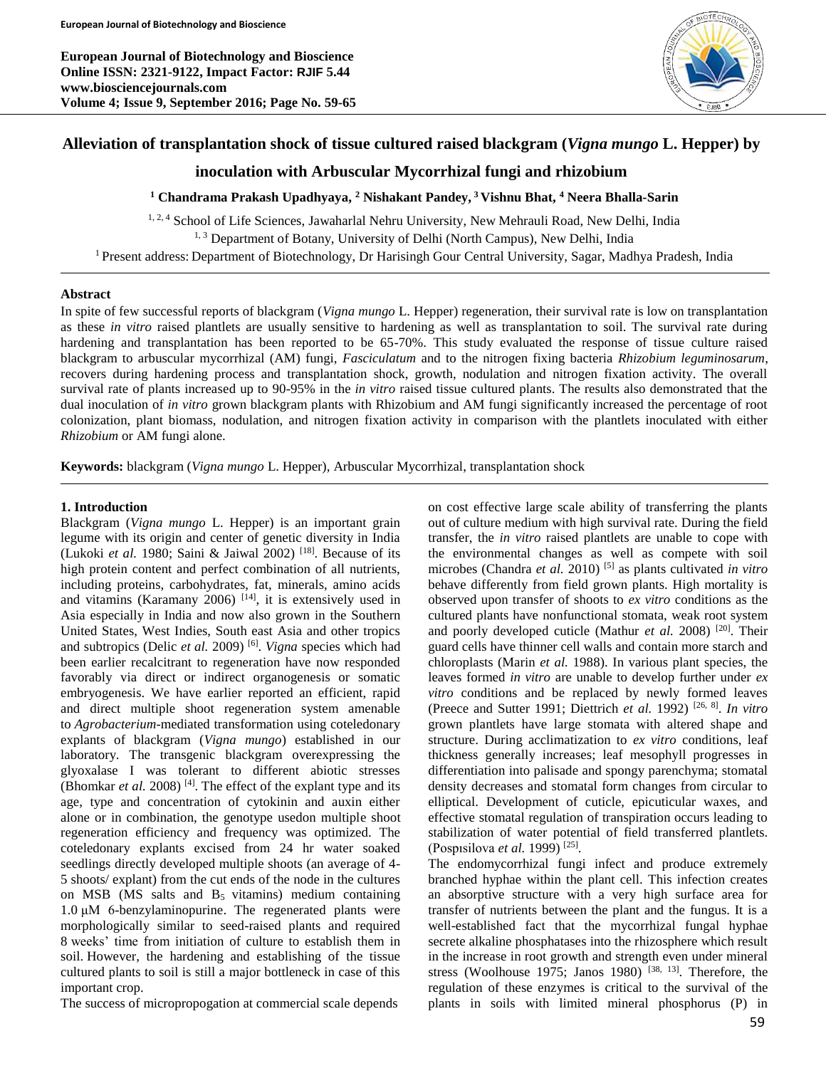# Alleviation of transplantation shock of tissue cultured raised blackgram (*Vigna mungo* L. Hepper) by inoculation with Arbuscular Mycorrhizal fungi and rhizobium

**[1] Chandrama Prakash Upadhyaya, [2] Nishakant Pandey, [3] Vishnu Bhat, [4] Neera Bhalla-Sarin**

[1, 2, 4] School of Life Sciences, Jawaharlal Nehru University, New Mehrauli Road, New Delhi, India

[1, 3] Department of Botany, University of Delhi (North Campus), New Delhi, India

[1] Present address: Department of Biotechnology, Dr Harisingh Gour Central University, Sagar, Madhya Pradesh, India

## Abstract

In spite of few successful reports of blackgram (*Vigna mungo* L. Hepper) regeneration, their survival rate is low on transplantation as these *in vitro* raised plantlets are usually sensitive to hardening as well as transplantation to soil. The survival rate during hardening and transplantation has been reported to be 65-70%. This study evaluated the response of tissue culture raised blackgram to arbuscular mycorrhizal (AM) fungi, *Fasciculatum* and to the nitrogen fixing bacteria *Rhizobium leguminosarum*, recovers during hardening process and transplantation shock, growth, nodulation and nitrogen fixation activity. The overall survival rate of plants increased up to 90-95% in the *in vitro* raised tissue cultured plants. The results also demonstrated that the dual inoculation of *in vitro* grown blackgram plants with Rhizobium and AM fungi significantly increased the percentage of root colonization, plant biomass, nodulation, and nitrogen fixation activity in comparison with the plantlets inoculated with either *Rhizobium* or AM fungi alone.

**Keywords:** blackgram (*Vigna mungo* L. Hepper), Arbuscular Mycorrhizal, transplantation shock

## 1. Introduction

Blackgram (*Vigna mungo* L. Hepper) is an important grain legume with its origin and center of genetic diversity in India (Lukoki *et al.* 1980; Saini & Jaiwal 2002) [18]. Because of its high protein content and perfect combination of all nutrients, including proteins, carbohydrates, fat, minerals, amino acids and vitamins (Karamany 2006) [14], it is extensively used in Asia especially in India and now also grown in the Southern United States, West Indies, South east Asia and other tropics and subtropics (Delic *et al.* 2009) [6]. *Vigna* species which had been earlier recalcitrant to regeneration have now responded favorably via direct or indirect organogenesis or somatic embryogenesis. We have earlier reported an efficient, rapid and direct multiple shoot regeneration system amenable to *Agrobacterium*-mediated transformation using coteledonary explants of blackgram (*Vigna mungo*) established in our laboratory. The transgenic blackgram overexpressing the glyoxalase I was tolerant to different abiotic stresses (Bhomkar *et al.* 2008) [4]. The effect of the explant type and its age, type and concentration of cytokinin and auxin either alone or in combination, the genotype usedon multiple shoot regeneration efficiency and frequency was optimized. The coteledonary explants excised from 24 hr water soaked seedlings directly developed multiple shoots (an average of 4-5 shoots/ explant) from the cut ends of the node in the cultures on MSB (MS salts and $B_5$ vitamins) medium containing 1.0 μM 6-benzylaminopurine. The regenerated plants were morphologically similar to seed-raised plants and required 8 weeks' time from initiation of culture to establish them in soil. However, the hardening and establishing of the tissue cultured plants to soil is still a major bottleneck in case of this important crop.

The success of micropropogation at commercial scale depends on cost effective large scale ability of transferring the plants out of culture medium with high survival rate. During the field transfer, the *in vitro* raised plantlets are unable to cope with the environmental changes as well as compete with soil microbes (Chandra *et al.* 2010) [5] as plants cultivated *in vitro* behave differently from field grown plants. High mortality is observed upon transfer of shoots to *ex vitro* conditions as the cultured plants have nonfunctional stomata, weak root system and poorly developed cuticle (Mathur *et al.* 2008) [20]. Their guard cells have thinner cell walls and contain more starch and chloroplasts (Marin *et al.* 1988). In various plant species, the leaves formed *in vitro* are unable to develop further under *ex vitro* conditions and be replaced by newly formed leaves (Preece and Sutter 1991; Diettrich *et al.* 1992) [26, 8]. *In vitro* grown plantlets have large stomata with altered shape and structure. During acclimatization to *ex vitro* conditions, leaf thickness generally increases; leaf mesophyll progresses in differentiation into palisade and spongy parenchyma; stomatal density decreases and stomatal form changes from circular to elliptical. Development of cuticle, epicuticular waxes, and effective stomatal regulation of transpiration occurs leading to stabilization of water potential of field transferred plantlets. (Pospısilova *et al.* 1999) [25].

The endomycorrhizal fungi infect and produce extremely branched hyphae within the plant cell. This infection creates an absorptive structure with a very high surface area for transfer of nutrients between the plant and the fungus. It is a well-established fact that the mycorrhizal fungal hyphae secrete alkaline phosphatases into the rhizosphere which result in the increase in root growth and strength even under mineral stress (Woolhouse 1975; Janos 1980) [38, 13]. Therefore, the regulation of these enzymes is critical to the survival of the plants in soils with limited mineral phosphorus (P) in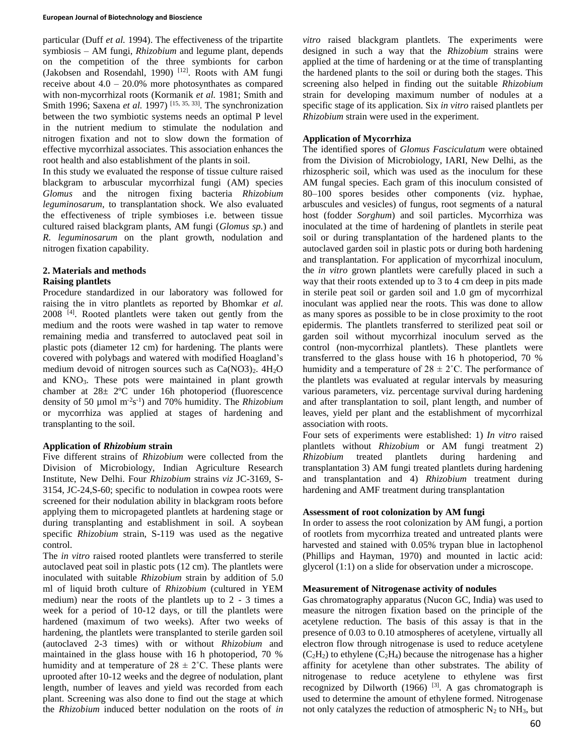particular (Duff *et al.* 1994). The effectiveness of the tripartite symbiosis – AM fungi, *Rhizobium* and legume plant, depends on the competition of the three symbionts for carbon (Jakobsen and Rosendahl, 1990) [12]. Roots with AM fungi receive about 4.0 – 20.0% more photosynthates as compared with non-mycorrhizal roots (Kormanik *et al.* 1981; Smith and Smith 1996; Saxena *et al.* 1997) [15, 35, 33]. The synchronization between the two symbiotic systems needs an optimal P level in the nutrient medium to stimulate the nodulation and nitrogen fixation and not to slow down the formation of effective mycorrhizal associates. This association enhances the root health and also establishment of the plants in soil.

In this study we evaluated the response of tissue culture raised blackgram to arbuscular mycorrhizal fungi (AM) species *Glomus* and the nitrogen fixing bacteria *Rhizobium leguminosarum*, to transplantation shock. We also evaluated the effectiveness of triple symbioses i.e. between tissue cultured raised blackgram plants, AM fungi (*Glomus sp.*) and *R. leguminosarum* on the plant growth, nodulation and nitrogen fixation capability.

## 2. Materials and methods

### Raising plantlets

Procedure standardized in our laboratory was followed for raising the in vitro plantlets as reported by Bhomkar *et al.* 2008 [4]. Rooted plantlets were taken out gently from the medium and the roots were washed in tap water to remove remaining media and transferred to autoclaved peat soil in plastic pots (diameter 12 cm) for hardening. The plants were covered with polybags and watered with modified Hoagland's medium devoid of nitrogen sources such as $Ca(NO3)_2$. $4H_2O$ and $KNO_3$. These pots were maintained in plant growth chamber at 28± 2ºC under 16h photoperiod (fluorescence density of 50 µmol $m^{-2}s^{-1}$) and 70% humidity. The *Rhizobium* or mycorrhiza was applied at stages of hardening and transplanting to the soil.

### Application of *Rhizobium* strain

Five different strains of *Rhizobium* were collected from the Division of Microbiology, Indian Agriculture Research Institute, New Delhi. Four *Rhizobium* strains *viz* JC-3169, S-3154, JC-24,S-60; specific to nodulation in cowpea roots were screened for their nodulation ability in blackgram roots before applying them to micropageted plantlets at hardening stage or during transplanting and establishment in soil. A soybean specific *Rhizobium* strain, S-119 was used as the negative control.

The *in vitro* raised rooted plantlets were transferred to sterile autoclaved peat soil in plastic pots (12 cm). The plantlets were inoculated with suitable *Rhizobium* strain by addition of 5.0 ml of liquid broth culture of *Rhizobium* (cultured in YEM medium) near the roots of the plantlets up to 2 - 3 times a week for a period of 10-12 days, or till the plantlets were hardened (maximum of two weeks). After two weeks of hardening, the plantlets were transplanted to sterile garden soil (autoclaved 2-3 times) with or without *Rhizobium* and maintained in the glass house with 16 h photoperiod, 70 % humidity and at temperature of 28 ± 2˚C. These plants were uprooted after 10-12 weeks and the degree of nodulation, plant length, number of leaves and yield was recorded from each plant. Screening was also done to find out the stage at which the *Rhizobium* induced better nodulation on the roots of *in vitro* raised blackgram plantlets. The experiments were designed in such a way that the *Rhizobium* strains were applied at the time of hardening or at the time of transplanting the hardened plants to the soil or during both the stages. This screening also helped in finding out the suitable *Rhizobium* strain for developing maximum number of nodules at a specific stage of its application. Six *in vitro* raised plantlets per *Rhizobium* strain were used in the experiment.

### Application of Mycorrhiza

The identified spores of *Glomus Fasciculatum* were obtained from the Division of Microbiology, IARI, New Delhi, as the rhizospheric soil, which was used as the inoculum for these AM fungal species. Each gram of this inoculum consisted of 80–100 spores besides other components (viz. hyphae, arbuscules and vesicles) of fungus, root segments of a natural host (fodder *Sorghum*) and soil particles. Mycorrhiza was inoculated at the time of hardening of plantlets in sterile peat soil or during transplantation of the hardened plants to the autoclaved garden soil in plastic pots or during both hardening and transplantation. For application of mycorrhizal inoculum, the *in vitro* grown plantlets were carefully placed in such a way that their roots extended up to 3 to 4 cm deep in pits made in sterile peat soil or garden soil and 1.0 gm of mycorrhizal inoculant was applied near the roots. This was done to allow as many spores as possible to be in close proximity to the root epidermis. The plantlets transferred to sterilized peat soil or garden soil without mycorrhizal inoculum served as the control (non-mycorrhizal plantlets). These plantlets were transferred to the glass house with 16 h photoperiod, 70 % humidity and a temperature of 28 ± 2˚C. The performance of the plantlets was evaluated at regular intervals by measuring various parameters, viz. percentage survival during hardening and after transplantation to soil, plant length, and number of leaves, yield per plant and the establishment of mycorrhizal association with roots.

Four sets of experiments were established: 1) *In vitro* raised plantlets without *Rhizobium* or AM fungi treatment 2) *Rhizobium* treated plantlets during hardening and transplantation 3) AM fungi treated plantlets during hardening and transplantation and 4) *Rhizobium* treatment during hardening and AMF treatment during transplantation

### Assessment of root colonization by AM fungi

In order to assess the root colonization by AM fungi, a portion of rootlets from mycorrhiza treated and untreated plants were harvested and stained with 0.05% trypan blue in lactophenol (Phillips and Hayman, 1970) and mounted in lactic acid: glycerol (1:1) on a slide for observation under a microscope.

### Measurement of Nitrogenase activity of nodules

Gas chromatography apparatus (Nucon GC, India) was used to measure the nitrogen fixation based on the principle of the acetylene reduction. The basis of this assay is that in the presence of 0.03 to 0.10 atmospheres of acetylene, virtually all electron flow through nitrogenase is used to reduce acetylene ($C_2H_2$) to ethylene ($C_2H_4$) because the nitrogenase has a higher affinity for acetylene than other substrates. The ability of nitrogenase to reduce acetylene to ethylene was first recognized by Dilworth (1966) [3]. A gas chromatograph is used to determine the amount of ethylene formed. Nitrogenase not only catalyzes the reduction of atmospheric $N_2$ to $NH_3$, but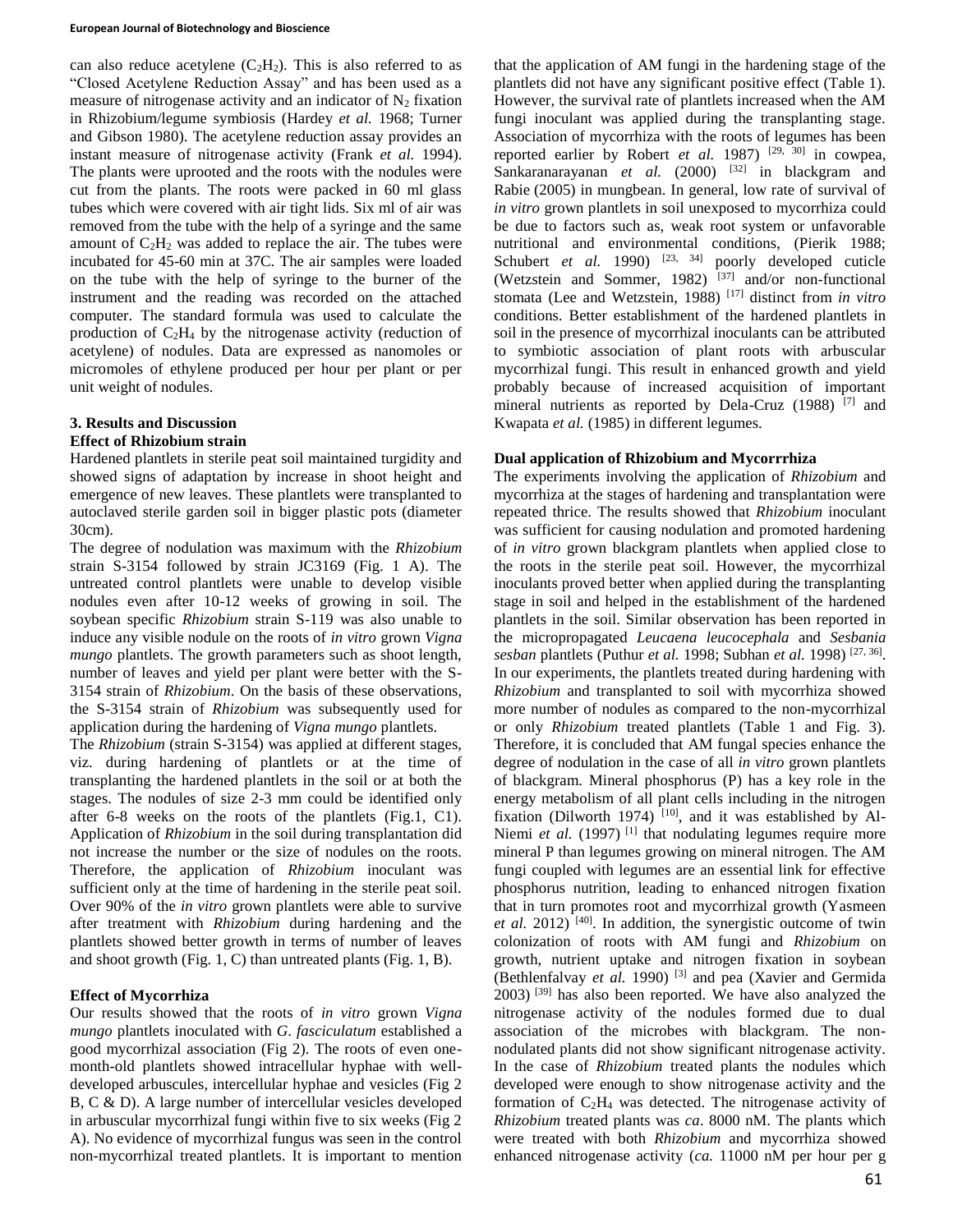can also reduce acetylene ($C_2H_2$). This is also referred to as "Closed Acetylene Reduction Assay" and has been used as a measure of nitrogenase activity and an indicator of $N_2$ fixation in Rhizobium/legume symbiosis (Hardey *et al.* 1968; Turner and Gibson 1980). The acetylene reduction assay provides an instant measure of nitrogenase activity (Frank *et al.* 1994). The plants were uprooted and the roots with the nodules were cut from the plants. The roots were packed in 60 ml glass tubes which were covered with air tight lids. Six ml of air was removed from the tube with the help of a syringe and the same amount of $C_2H_2$ was added to replace the air. The tubes were incubated for 45-60 min at 37C. The air samples were loaded on the tube with the help of syringe to the burner of the instrument and the reading was recorded on the attached computer. The standard formula was used to calculate the production of $C_2H_4$ by the nitrogenase activity (reduction of acetylene) of nodules. Data are expressed as nanomoles or micromoles of ethylene produced per hour per plant or per unit weight of nodules.

## 3. Results and Discussion

### Effect of Rhizobium strain

Hardened plantlets in sterile peat soil maintained turgidity and showed signs of adaptation by increase in shoot height and emergence of new leaves. These plantlets were transplanted to autoclaved sterile garden soil in bigger plastic pots (diameter 30cm).

The degree of nodulation was maximum with the *Rhizobium* strain S-3154 followed by strain JC3169 (Fig. 1 A). The untreated control plantlets were unable to develop visible nodules even after 10-12 weeks of growing in soil. The soybean specific *Rhizobium* strain S-119 was also unable to induce any visible nodule on the roots of *in vitro* grown *Vigna mungo* plantlets. The growth parameters such as shoot length, number of leaves and yield per plant were better with the S-3154 strain of *Rhizobium*. On the basis of these observations, the S-3154 strain of *Rhizobium* was subsequently used for application during the hardening of *Vigna mungo* plantlets.

The *Rhizobium* (strain S-3154) was applied at different stages, viz. during hardening of plantlets or at the time of transplanting the hardened plantlets in the soil or at both the stages. The nodules of size 2-3 mm could be identified only after 6-8 weeks on the roots of the plantlets (Fig.1, C1). Application of *Rhizobium* in the soil during transplantation did not increase the number or the size of nodules on the roots. Therefore, the application of *Rhizobium* inoculant was sufficient only at the time of hardening in the sterile peat soil. Over 90% of the *in vitro* grown plantlets were able to survive after treatment with *Rhizobium* during hardening and the plantlets showed better growth in terms of number of leaves and shoot growth (Fig. 1, C) than untreated plants (Fig. 1, B).

### Effect of Mycorrhiza

Our results showed that the roots of *in vitro* grown *Vigna mungo* plantlets inoculated with *G. fasciculatum* established a good mycorrhizal association (Fig 2). The roots of even one-month-old plantlets showed intracellular hyphae with well-developed arbuscules, intercellular hyphae and vesicles (Fig 2 B, C & D). A large number of intercellular vesicles developed in arbuscular mycorrhizal fungi within five to six weeks (Fig 2 A). No evidence of mycorrhizal fungus was seen in the control non-mycorrhizal treated plantlets. It is important to mention that the application of AM fungi in the hardening stage of the plantlets did not have any significant positive effect (Table 1). However, the survival rate of plantlets increased when the AM fungi inoculant was applied during the transplanting stage. Association of mycorrhiza with the roots of legumes has been reported earlier by Robert *et al.* 1987) [29, 30] in cowpea, Sankaranarayanan *et al.* (2000) [32] in blackgram and Rabie (2005) in mungbean. In general, low rate of survival of *in vitro* grown plantlets in soil unexposed to mycorrhiza could be due to factors such as, weak root system or unfavorable nutritional and environmental conditions, (Pierik 1988; Schubert *et al.* 1990) [23, 34] poorly developed cuticle (Wetzstein and Sommer, 1982) [37] and/or non-functional stomata (Lee and Wetzstein, 1988) [17] distinct from *in vitro* conditions. Better establishment of the hardened plantlets in soil in the presence of mycorrhizal inoculants can be attributed to symbiotic association of plant roots with arbuscular mycorrhizal fungi. This result in enhanced growth and yield probably because of increased acquisition of important mineral nutrients as reported by Dela-Cruz (1988) [7] and Kwapata *et al.* (1985) in different legumes.

### Dual application of Rhizobium and Mycorrrhiza

The experiments involving the application of *Rhizobium* and mycorrhiza at the stages of hardening and transplantation were repeated thrice. The results showed that *Rhizobium* inoculant was sufficient for causing nodulation and promoted hardening of *in vitro* grown blackgram plantlets when applied close to the roots in the sterile peat soil. However, the mycorrhizal inoculants proved better when applied during the transplanting stage in soil and helped in the establishment of the hardened plantlets in the soil. Similar observation has been reported in the micropropagated *Leucaena leucocephala* and *Sesbania sesban* plantlets (Puthur *et al.* 1998; Subhan *et al.* 1998) [27, 36]. In our experiments, the plantlets treated during hardening with *Rhizobium* and transplanted to soil with mycorrhiza showed more number of nodules as compared to the non-mycorrhizal or only *Rhizobium* treated plantlets (Table 1 and Fig. 3). Therefore, it is concluded that AM fungal species enhance the degree of nodulation in the case of all *in vitro* grown plantlets of blackgram. Mineral phosphorus (P) has a key role in the energy metabolism of all plant cells including in the nitrogen fixation (Dilworth 1974) [10], and it was established by Al-Niemi *et al.* (1997) [1] that nodulating legumes require more mineral P than legumes growing on mineral nitrogen. The AM fungi coupled with legumes are an essential link for effective phosphorus nutrition, leading to enhanced nitrogen fixation that in turn promotes root and mycorrhizal growth (Yasmeen *et al.* 2012) [40]. In addition, the synergistic outcome of twin colonization of roots with AM fungi and *Rhizobium* on growth, nutrient uptake and nitrogen fixation in soybean (Bethlenfalvay *et al.* 1990) [3] and pea (Xavier and Germida 2003) [39] has also been reported. We have also analyzed the nitrogenase activity of the nodules formed due to dual association of the microbes with blackgram. The non-nodulated plants did not show significant nitrogenase activity. In the case of *Rhizobium* treated plants the nodules which developed were enough to show nitrogenase activity and the formation of $C_2H_4$ was detected. The nitrogenase activity of *Rhizobium* treated plants was *ca*. 8000 nM. The plants which were treated with both *Rhizobium* and mycorrhiza showed enhanced nitrogenase activity (*ca.* 11000 nM per hour per g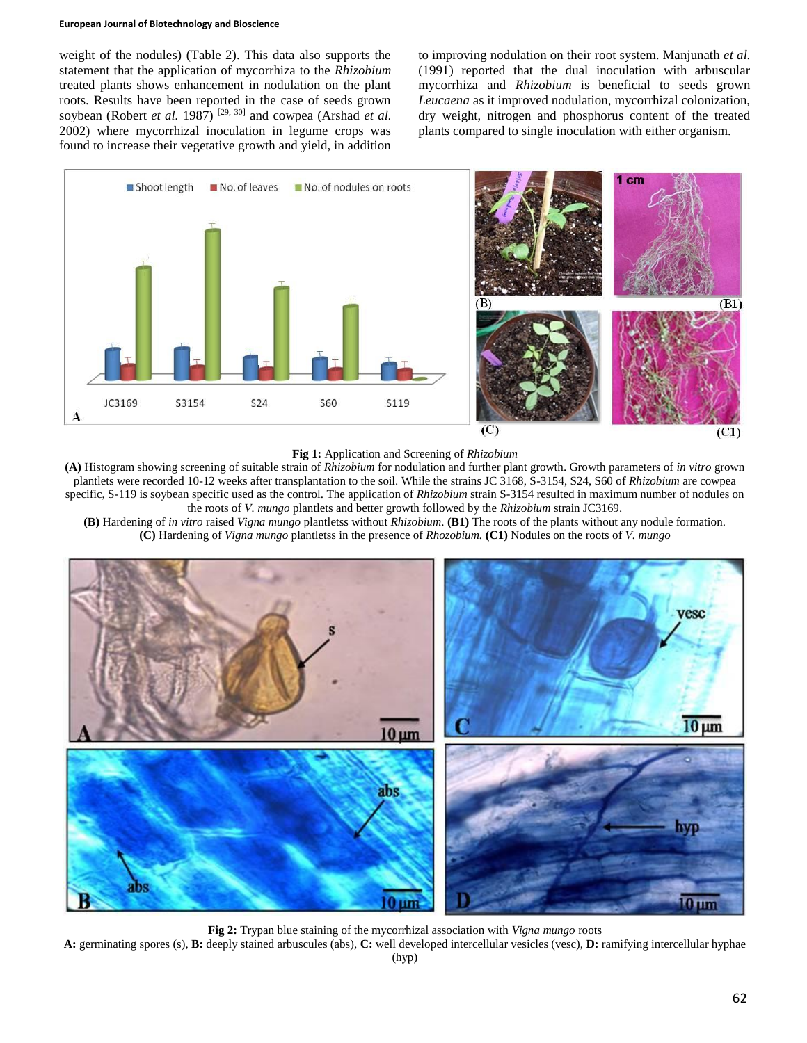weight of the nodules) (Table 2). This data also supports the statement that the application of mycorrhiza to the *Rhizobium* treated plants shows enhancement in nodulation on the plant roots. Results have been reported in the case of seeds grown soybean (Robert *et al.* 1987) [29, 30] and cowpea (Arshad *et al.* 2002) where mycorrhizal inoculation in legume crops was found to increase their vegetative growth and yield, in addition to improving nodulation on their root system. Manjunath *et al.* (1991) reported that the dual inoculation with arbuscular mycorrhiza and *Rhizobium* is beneficial to seeds grown *Leucaena* as it improved nodulation, mycorrhizal colonization, dry weight, nitrogen and phosphorus content of the treated plants compared to single inoculation with either organism.

**Fig 1:** Application and Screening of *Rhizobium*

**(A)** Histogram showing screening of suitable strain of *Rhizobium* for nodulation and further plant growth. Growth parameters of *in vitro* grown plantlets were recorded 10-12 weeks after transplantation to the soil. While the strains JC 3168, S-3154, S24, S60 of *Rhizobium* are cowpea specific, S-119 is soybean specific used as the control. The application of *Rhizobium* strain S-3154 resulted in maximum number of nodules on the roots of *V. mungo* plantlets and better growth followed by the *Rhizobium* strain JC3169.

**(B)** Hardening of *in vitro* raised *Vigna mungo* plantletss without *Rhizobium*. **(B1)** The roots of the plants without any nodule formation. **(C)** Hardening of *Vigna mungo* plantletss in the presence of *Rhozobium.* **(C1)** Nodules on the roots of *V. mungo*

**Fig 2:** Trypan blue staining of the mycorrhizal association with *Vigna mungo* roots

**A:** germinating spores (s), **B:** deeply stained arbuscules (abs), **C:** well developed intercellular vesicles (vesc), **D:** ramifying intercellular hyphae (hyp)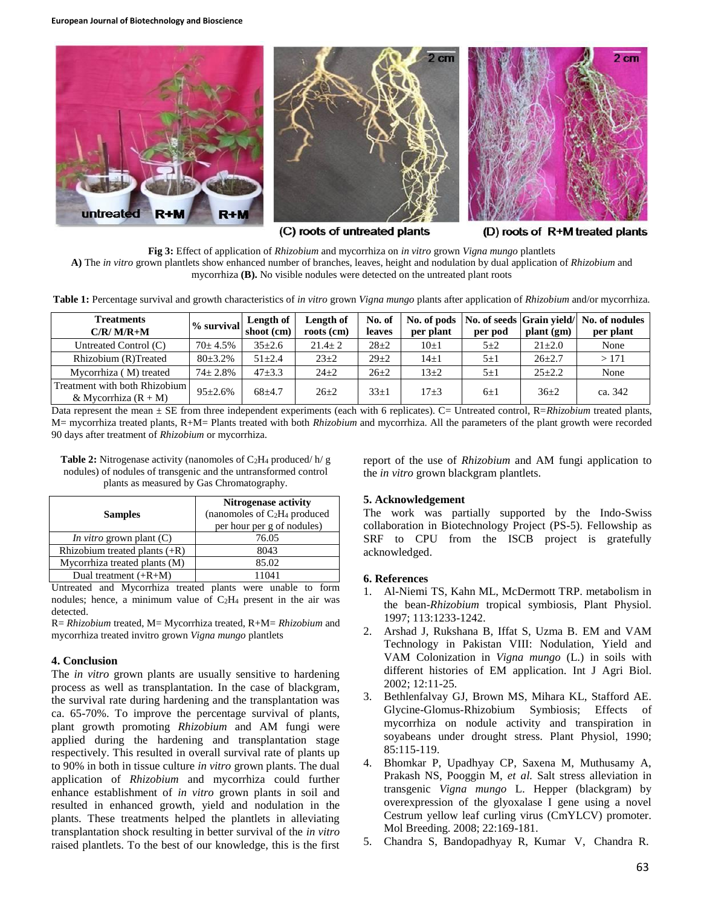**Fig 3:** Effect of application of *Rhizobium* and mycorrhiza on *in vitro* grown *Vigna mungo* plantlets
**A)** The *in vitro* grown plantlets show enhanced number of branches, leaves, height and nodulation by dual application of *Rhizobium* and mycorrhiza **(B).** No visible nodules were detected on the untreated plant roots

**Table 1:** Percentage survival and growth characteristics of *in vitro* grown *Vigna mungo* plants after application of *Rhizobium* and/or mycorrhiza.

| Treatments C/R/ M/R+M | % survival | Length of shoot (cm) | Length of roots (cm) | No. of leaves | No. of pods per plant | No. of seeds per pod | Grain yield/ plant (gm) | No. of nodules per plant |
|---|---|---|---|---|---|---|---|---|
| Untreated Control (C) | 70± 4.5% | 35±2.6 | 21.4± 2 | 28±2 | 10±1 | 5±2 | 21±2.0 | None |
| Rhizobium (R)Treated | 80±3.2% | 51±2.4 | 23±2 | 29±2 | 14±1 | 5±1 | 26±2.7 | > 171 |
| Mycorrhiza ( M) treated | 74± 2.8% | 47±3.3 | 24±2 | 26±2 | 13±2 | 5±1 | 25±2.2 | None |
| Treatment with both Rhizobium & Mycorrhiza (R + M) | 95±2.6% | 68±4.7 | 26±2 | 33±1 | 17±3 | 6±1 | 36±2 | ca. 342 |

Data represent the mean ± SE from three independent experiments (each with 6 replicates). C= Untreated control, R=*Rhizobium* treated plants, M= mycorrhiza treated plants, R+M= Plants treated with both *Rhizobium* and mycorrhiza. All the parameters of the plant growth were recorded 90 days after treatment of *Rhizobium* or mycorrhiza.

**Table 2:** Nitrogenase activity (nanomoles of $C_2H_4$ produced/ h/ g nodules) of nodules of transgenic and the untransformed control plants as measured by Gas Chromatography.

| Samples | Nitrogenase activity (nanomoles of $C_2H_4$ produced per hour per g of nodules) |
|---|---|
| *In vitro* grown plant (C) | 76.05 |
| Rhizobium treated plants (+R) | 8043 |
| Mycorrhiza treated plants (M) | 85.02 |
| Dual treatment (+R+M) | 11041 |

Untreated and Mycorrhiza treated plants were unable to form nodules; hence, a minimum value of $C_2H_4$ present in the air was detected.

R= *Rhizobium* treated, M= Mycorrhiza treated, R+M= *Rhizobium* and mycorrhiza treated invitro grown *Vigna mungo* plantlets

## 4. Conclusion

The *in vitro* grown plants are usually sensitive to hardening process as well as transplantation. In the case of blackgram, the survival rate during hardening and the transplantation was ca. 65-70%. To improve the percentage survival of plants, plant growth promoting *Rhizobium* and AM fungi were applied during the hardening and transplantation stage respectively. This resulted in overall survival rate of plants up to 90% in both in tissue culture *in vitro* grown plants. The dual application of *Rhizobium* and mycorrhiza could further enhance establishment of *in vitro* grown plants in soil and resulted in enhanced growth, yield and nodulation in the plants. These treatments helped the plantlets in alleviating transplantation shock resulting in better survival of the *in vitro* raised plantlets. To the best of our knowledge, this is the first report of the use of *Rhizobium* and AM fungi application to the *in vitro* grown blackgram plantlets.

## 5. Acknowledgement

The work was partially supported by the Indo-Swiss collaboration in Biotechnology Project (PS-5). Fellowship as SRF to CPU from the ISCB project is gratefully acknowledged.

## 6. References

1. Al-Niemi TS, Kahn ML, McDermott TRP. metabolism in the bean-*Rhizobium* tropical symbiosis, Plant Physiol. 1997; 113:1233-1242.
2. Arshad J, Rukshana B, Iffat S, Uzma B. EM and VAM Technology in Pakistan VIII: Nodulation, Yield and VAM Colonization in *Vigna mungo* (L.) in soils with different histories of EM application. Int J Agri Biol. 2002; 12:11-25.
3. Bethlenfalvay GJ, Brown MS, Mihara KL, Stafford AE. Glycine-Glomus-Rhizobium Symbiosis; Effects of mycorrhiza on nodule activity and transpiration in soyabeans under drought stress. Plant Physiol, 1990; 85:115-119.
4. Bhomkar P, Upadhyay CP, Saxena M, Muthusamy A, Prakash NS, Pooggin M, *et al.* Salt stress alleviation in transgenic *Vigna mungo* L. Hepper (blackgram) by overexpression of the glyoxalase I gene using a novel Cestrum yellow leaf curling virus (CmYLCV) promoter. Mol Breeding. 2008; 22:169-181.
5. Chandra S, Bandopadhyay R, Kumar V, Chandra R.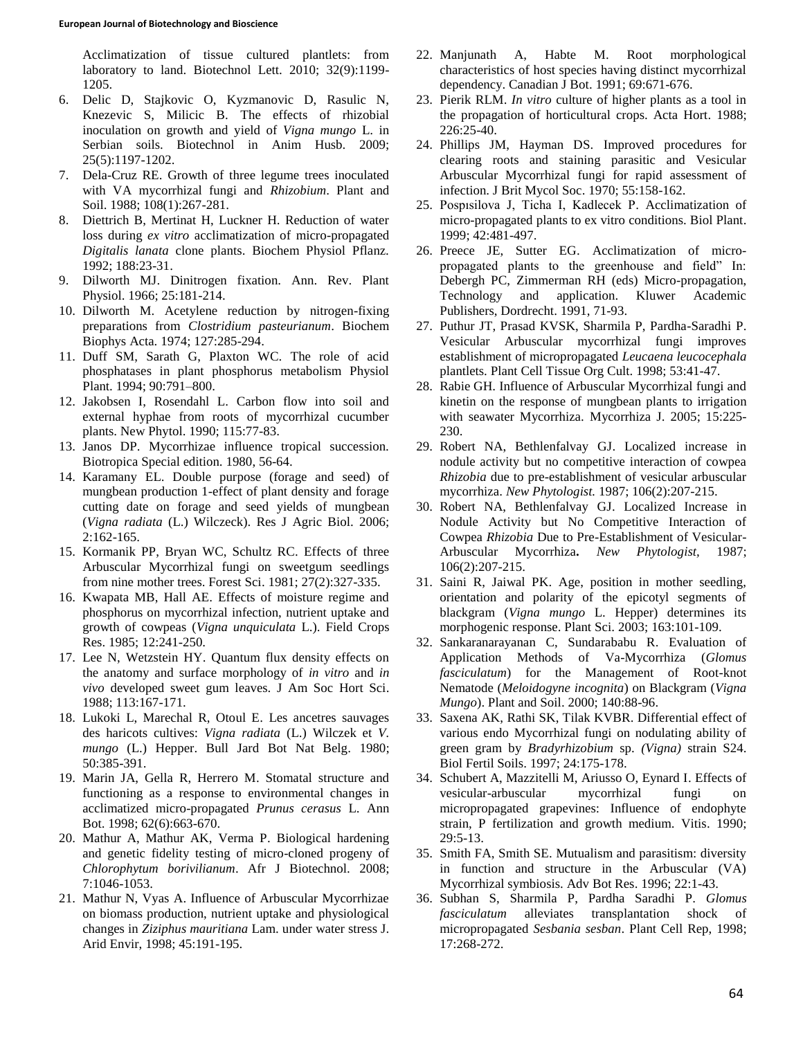Acclimatization of tissue cultured plantlets: from laboratory to land. Biotechnol Lett. 2010; 32(9):1199-1205.

6. Delic D, Stajkovic O, Kyzmanovic D, Rasulic N, Knezevic S, Milicic B. The effects of rhizobial inoculation on growth and yield of *Vigna mungo* L. in Serbian soils. Biotechnol in Anim Husb. 2009; 25(5):1197-1202.
7. Dela-Cruz RE. Growth of three legume trees inoculated with VA mycorrhizal fungi and *Rhizobium*. Plant and Soil. 1988; 108(1):267-281.
8. Diettrich B, Mertinat H, Luckner H. Reduction of water loss during *ex vitro* acclimatization of micro-propagated *Digitalis lanata* clone plants. Biochem Physiol Pflanz. 1992; 188:23-31.
9. Dilworth MJ. Dinitrogen fixation. Ann. Rev. Plant Physiol. 1966; 25:181-214.
10. Dilworth M. Acetylene reduction by nitrogen-fixing preparations from *Clostridium pasteurianum*. Biochem Biophys Acta. 1974; 127:285-294.
11. Duff SM, Sarath G, Plaxton WC. The role of acid phosphatases in plant phosphorus metabolism Physiol Plant. 1994; 90:791–800.
12. Jakobsen I, Rosendahl L. Carbon flow into soil and external hyphae from roots of mycorrhizal cucumber plants. New Phytol. 1990; 115:77-83.
13. Janos DP. Mycorrhizae influence tropical succession. Biotropica Special edition. 1980, 56-64.
14. Karamany EL. Double purpose (forage and seed) of mungbean production 1-effect of plant density and forage cutting date on forage and seed yields of mungbean (*Vigna radiata* (L.) Wilczeck). Res J Agric Biol. 2006; 2:162-165.
15. Kormanik PP, Bryan WC, Schultz RC. Effects of three Arbuscular Mycorrhizal fungi on sweetgum seedlings from nine mother trees. Forest Sci. 1981; 27(2):327-335.
16. Kwapata MB, Hall AE. Effects of moisture regime and phosphorus on mycorrhizal infection, nutrient uptake and growth of cowpeas (*Vigna unquiculata* L.). Field Crops Res. 1985; 12:241-250.
17. Lee N, Wetzstein HY. Quantum flux density effects on the anatomy and surface morphology of *in vitro* and *in vivo* developed sweet gum leaves. J Am Soc Hort Sci. 1988; 113:167-171.
18. Lukoki L, Marechal R, Otoul E. Les ancetres sauvages des haricots cultives: *Vigna radiata* (L.) Wilczek et *V. mungo* (L.) Hepper. Bull Jard Bot Nat Belg. 1980; 50:385-391.
19. Marin JA, Gella R, Herrero M. Stomatal structure and functioning as a response to environmental changes in acclimatized micro-propagated *Prunus cerasus* L. Ann Bot. 1998; 62(6):663-670.
20. Mathur A, Mathur AK, Verma P. Biological hardening and genetic fidelity testing of micro-cloned progeny of *Chlorophytum borivilianum*. Afr J Biotechnol. 2008; 7:1046-1053.
21. Mathur N, Vyas A. Influence of Arbuscular Mycorrhizae on biomass production, nutrient uptake and physiological changes in *Ziziphus mauritiana* Lam. under water stress J. Arid Envir, 1998; 45:191-195.
22. Manjunath A, Habte M. Root morphological characteristics of host species having distinct mycorrhizal dependency. Canadian J Bot. 1991; 69:671-676.
23. Pierik RLM. *In vitro* culture of higher plants as a tool in the propagation of horticultural crops. Acta Hort. 1988; 226:25-40.
24. Phillips JM, Hayman DS. Improved procedures for clearing roots and staining parasitic and Vesicular Arbuscular Mycorrhizal fungi for rapid assessment of infection. J Brit Mycol Soc. 1970; 55:158-162.
25. Pospısilova J, Ticha I, Kadlecek P. Acclimatization of micro-propagated plants to ex vitro conditions. Biol Plant. 1999; 42:481-497.
26. Preece JE, Sutter EG. Acclimatization of micro-propagated plants to the greenhouse and field" In: Debergh PC, Zimmerman RH (eds) Micro-propagation, Technology and application. Kluwer Academic Publishers, Dordrecht. 1991, 71-93.
27. Puthur JT, Prasad KVSK, Sharmila P, Pardha-Saradhi P. Vesicular Arbuscular mycorrhizal fungi improves establishment of micropropagated *Leucaena leucocephala* plantlets. Plant Cell Tissue Org Cult. 1998; 53:41-47.
28. Rabie GH. Influence of Arbuscular Mycorrhizal fungi and kinetin on the response of mungbean plants to irrigation with seawater Mycorrhiza. Mycorrhiza J. 2005; 15:225-230.
29. Robert NA, Bethlenfalvay GJ. Localized increase in nodule activity but no competitive interaction of cowpea *Rhizobia* due to pre-establishment of vesicular arbuscular mycorrhiza. *New Phytologist.* 1987; 106(2):207-215.
30. Robert NA, Bethlenfalvay GJ. Localized Increase in Nodule Activity but No Competitive Interaction of Cowpea *Rhizobia* Due to Pre-Establishment of Vesicular-Arbuscular Mycorrhiza**.** *New Phytologist,* 1987; 106(2):207-215.
31. Saini R, Jaiwal PK. Age, position in mother seedling, orientation and polarity of the epicotyl segments of blackgram (*Vigna mungo* L. Hepper) determines its morphogenic response. Plant Sci. 2003; 163:101-109.
32. Sankaranarayanan C, Sundarababu R. Evaluation of Application Methods of Va-Mycorrhiza (*Glomus fasciculatum*) for the Management of Root-knot Nematode (*Meloidogyne incognita*) on Blackgram (*Vigna Mungo*). Plant and Soil. 2000; 140:88-96.
33. Saxena AK, Rathi SK, Tilak KVBR. Differential effect of various endo Mycorrhizal fungi on nodulating ability of green gram by *Bradyrhizobium* sp. *(Vigna)* strain S24. Biol Fertil Soils. 1997; 24:175-178.
34. Schubert A, Mazzitelli M, Ariusso O, Eynard I. Effects of vesicular-arbuscular mycorrhizal fungi on micropropagated grapevines: Influence of endophyte strain, P fertilization and growth medium. Vitis. 1990; 29:5-13.
35. Smith FA, Smith SE. Mutualism and parasitism: diversity in function and structure in the Arbuscular (VA) Mycorrhizal symbiosis. Adv Bot Res. 1996; 22:1-43.
36. Subhan S, Sharmila P, Pardha Saradhi P. *Glomus fasciculatum* alleviates transplantation shock of micropropagated *Sesbania sesban*. Plant Cell Rep, 1998; 17:268-272.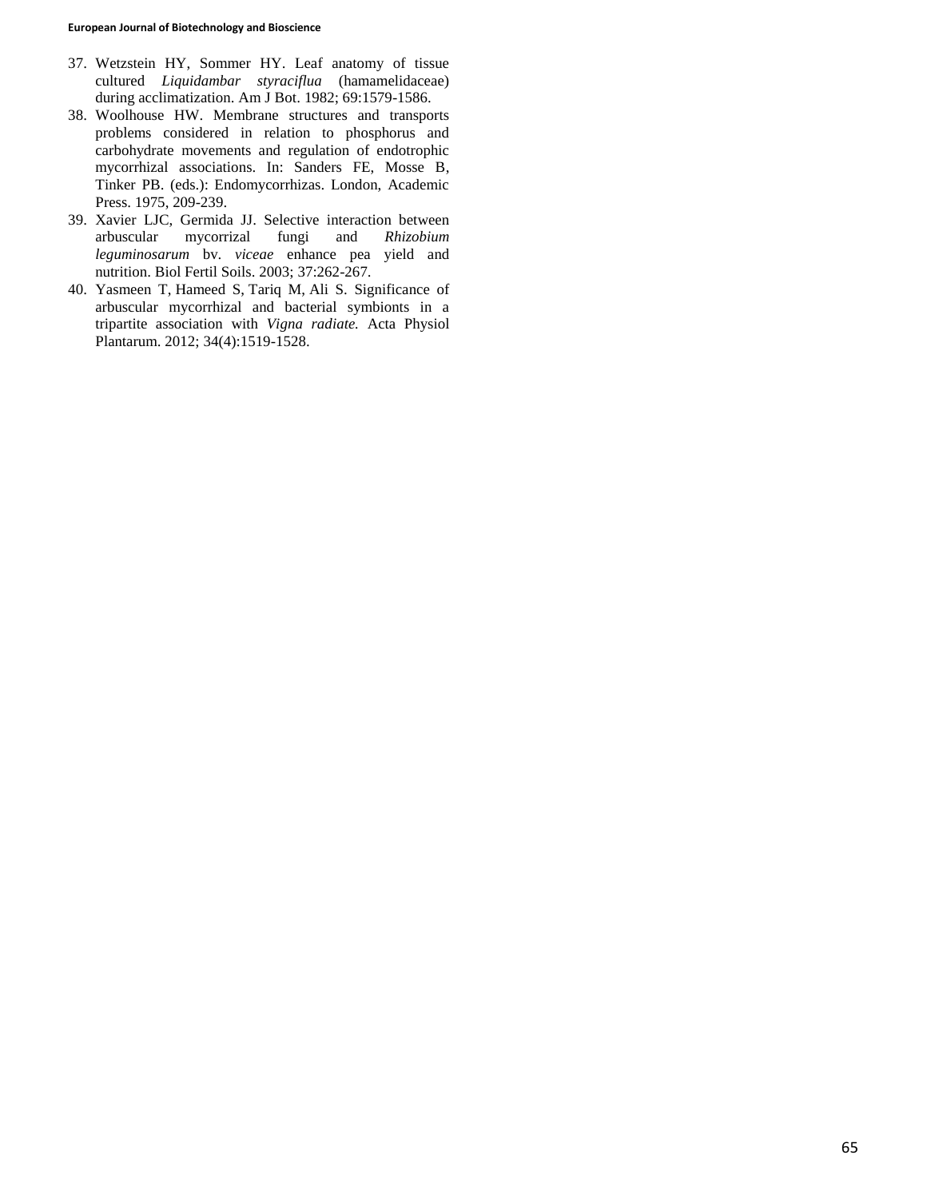37. Wetzstein HY, Sommer HY. Leaf anatomy of tissue cultured *Liquidambar styraciflua* (hamamelidaceae) during acclimatization. Am J Bot. 1982; 69:1579-1586.
38. Woolhouse HW. Membrane structures and transports problems considered in relation to phosphorus and carbohydrate movements and regulation of endotrophic mycorrhizal associations. In: Sanders FE, Mosse B, Tinker PB. (eds.): Endomycorrhizas. London, Academic Press. 1975, 209-239.
39. Xavier LJC, Germida JJ. Selective interaction between arbuscular mycorrizal fungi and *Rhizobium leguminosarum* bv. *viceae* enhance pea yield and nutrition. Biol Fertil Soils. 2003; 37:262-267.
40. Yasmeen T, Hameed S, Tariq M, Ali S. Significance of arbuscular mycorrhizal and bacterial symbionts in a tripartite association with *Vigna radiate.* Acta Physiol Plantarum. 2012; 34(4):1519-1528.